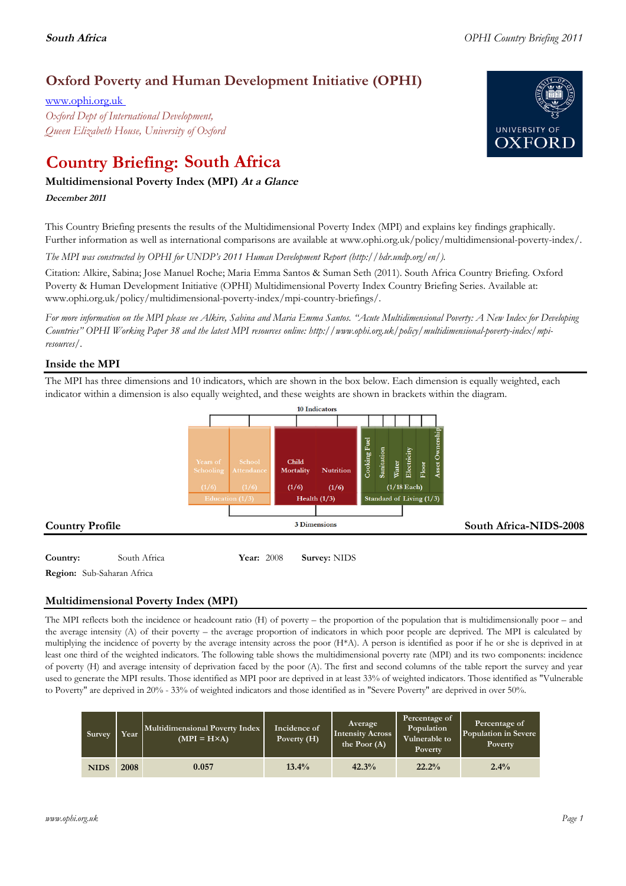# Oxford Poverty and Human Development Initiative (OPHI)

www.ophi.org.uk

*Oxford Dept of International Development, Queen Elizabeth House, University of Oxford*

# Country Briefing: South Africa

### Multidimensional Poverty Index (MPI) *At a Glance*

***December 2011***

This Country Briefing presents the results of the Multidimensional Poverty Index (MPI) and explains key findings graphically. Further information as well as international comparisons are available at www.ophi.org.uk/policy/multidimensional-poverty-index/.

*The MPI was constructed by OPHI for UNDP's 2011 Human Development Report (http://hdr.undp.org/en/).*

Citation: Alkire, Sabina; Jose Manuel Roche; Maria Emma Santos & Suman Seth (2011). South Africa Country Briefing. Oxford Poverty & Human Development Initiative (OPHI) Multidimensional Poverty Index Country Briefing Series. Available at: www.ophi.org.uk/policy/multidimensional-poverty-index/mpi-country-briefings/.

*For more information on the MPI please see Alkire, Sabina and Maria Emma Santos. "Acute Multidimensional Poverty: A New Index for Developing Countries" OPHI Working Paper 38 and the latest MPI resources online: http://www.ophi.org.uk/policy/multidimensional-poverty-index/mpi-resources/.*

## Inside the MPI

The MPI has three dimensions and 10 indicators, which are shown in the box below. Each dimension is equally weighted, each indicator within a dimension is also equally weighted, and these weights are shown in brackets within the diagram.

10 Indicators

| Education (1/3) | | Health (1/3) | | Standard of Living (1/3) |
|---|---|---|---|---|
| Years of Schooling (1/6) | School Attendance (1/6) | Child Mortality (1/6) | Nutrition (1/6) | Cooking Fuel, Sanitation, Water, Electricity, Floor, Asset Ownership (1/18 Each) |

3 Dimensions

## Country Profile

**South Africa-NIDS-2008**

**Country:** South Africa **Year:** 2008 **Survey:** NIDS

**Region:** Sub-Saharan Africa

## Multidimensional Poverty Index (MPI)

The MPI reflects both the incidence or headcount ratio (H) of poverty – the proportion of the population that is multidimensionally poor – and the average intensity (A) of their poverty – the average proportion of indicators in which poor people are deprived. The MPI is calculated by multiplying the incidence of poverty by the average intensity across the poor (H*A). A person is identified as poor if he or she is deprived in at least one third of the weighted indicators. The following table shows the multidimensional poverty rate (MPI) and its two components: incidence of poverty (H) and average intensity of deprivation faced by the poor (A). The first and second columns of the table report the survey and year used to generate the MPI results. Those identified as MPI poor are deprived in at least 33% of weighted indicators. Those identified as "Vulnerable to Poverty" are deprived in 20% - 33% of weighted indicators and those identified as in "Severe Poverty" are deprived in over 50%.

| Survey | Year | Multidimensional Poverty Index (MPI = H×A) | Incidence of Poverty (H) | Average Intensity Across the Poor (A) | Percentage of Population Vulnerable to Poverty | Percentage of Population in Severe Poverty |
|---|---|---|---|---|---|---|
| NIDS | 2008 | 0.057 | 13.4% | 42.3% | 22.2% | 2.4% |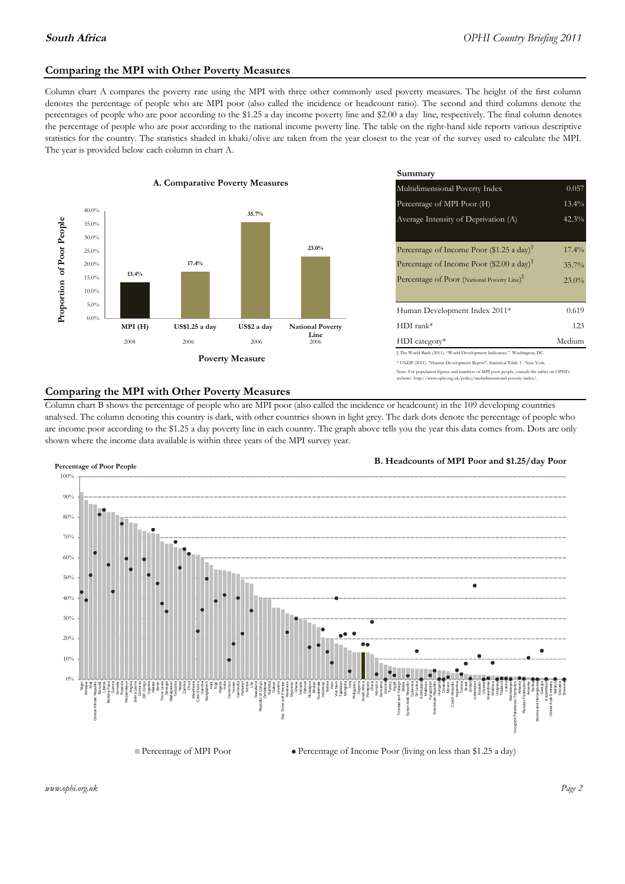## Comparing the MPI with Other Poverty Measures

Column chart A compares the poverty rate using the MPI with three other commonly used poverty measures. The height of the first column denotes the percentage of people who are MPI poor (also called the incidence or headcount ratio). The second and third columns denote the percentages of people who are poor according to the $1.25 a day income poverty line and $2.00 a day line, respectively. The final column denotes the percentage of people who are poor according to the national income poverty line. The table on the right-hand side reports various descriptive statistics for the country. The statistics shaded in khaki/olive are taken from the year closest to the year of the survey used to calculate the MPI. The year is provided below each column in chart A.

**A. Comparative Poverty Measures**

| Poverty Measure | Proportion of Poor People | Year |
|---|---|---|
| MPI (H) | 13.4% | 2008 |
| US$1.25 a day | 17.4% | 2006 |
| US$2 a day | 35.7% | 2006 |
| National Poverty Line | 23.0% | 2006 |

**Summary**

| | |
|---|---|
| Multidimensional Poverty Index | 0.057 |
| Percentage of MPI Poor (H) | 13.4% |
| Average Intensity of Deprivation (A) | 42.3% |
| Percentage of Income Poor ($1.25 a day)‡ | 17.4% |
| Percentage of Income Poor ($2.00 a day)‡ | 35.7% |
| Percentage of Poor (National Poverty Line)‡ | 23.0% |
| Human Development Index 2011* | 0.619 |
| HDI rank* | 123 |
| HDI category* | Medium |

‡ The World Bank (2011). "World Development Indicators." Washington, DC.

* UNDP (2011). "Human Development Report", Statistical Table 1 . New York.

Note: For population figures and numbers of MPI poor people, consult the tables on OPHI's website: http://www.ophi.org.uk/policy/multidimensional-poverty-index/.

## Comparing the MPI with Other Poverty Measures

Column chart B shows the percentage of people who are MPI poor (also called the incidence or headcount) in the 109 developing countries analysed. The column denoting this country is dark, with other countries shown in light grey. The dark dots denote the percentage of people who are income poor according to the $1.25 a day poverty line in each country. The graph above tells you the year this data comes from. Dots are only shown where the income data available is within three years of the MPI survey year.

**B. Headcounts of MPI Poor and $1.25/day Poor**

Percentage of Poor People

■ Percentage of MPI Poor ● Percentage of Income Poor (living on less than $1.25 a day)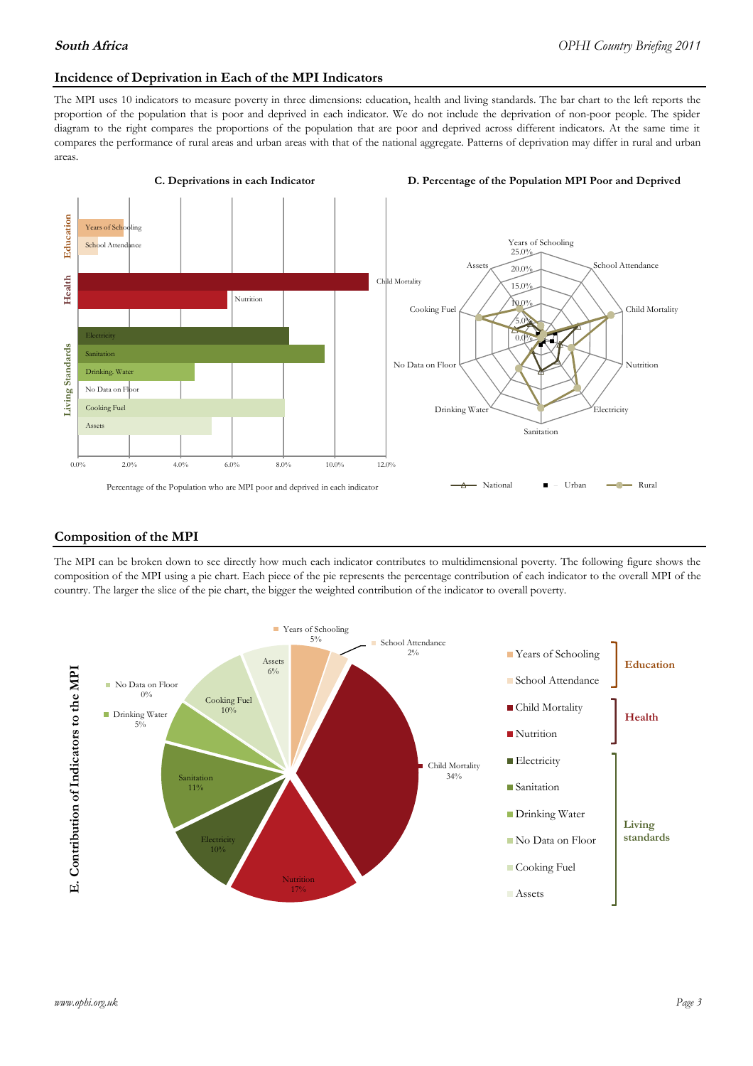## Incidence of Deprivation in Each of the MPI Indicators

The MPI uses 10 indicators to measure poverty in three dimensions: education, health and living standards. The bar chart to the left reports the proportion of the population that is poor and deprived in each indicator. We do not include the deprivation of non-poor people. The spider diagram to the right compares the proportions of the population that are poor and deprived across different indicators. At the same time it compares the performance of rural areas and urban areas with that of the national aggregate. Patterns of deprivation may differ in rural and urban areas.

**C. Deprivations in each Indicator**

Education: Years of Schooling, School Attendance
Health: Child Mortality, Nutrition
Living Standards: Electricity, Sanitation, Drinking Water, No Data on Floor, Cooking Fuel, Assets

0.0% 2.0% 4.0% 6.0% 8.0% 10.0% 12.0%

Percentage of the Population who are MPI poor and deprived in each indicator

**D. Percentage of the Population MPI Poor and Deprived**

Years of Schooling, School Attendance, Child Mortality, Nutrition, Electricity, Sanitation, Drinking Water, No Data on Floor, Cooking Fuel, Assets

0.0% 5.0% 10.0% 15.0% 20.0% 25.0%

National — Urban — Rural

## Composition of the MPI

The MPI can be broken down to see directly how much each indicator contributes to multidimensional poverty. The following figure shows the composition of the MPI using a pie chart. Each piece of the pie represents the percentage contribution of each indicator to the overall MPI of the country. The larger the slice of the pie chart, the bigger the weighted contribution of the indicator to overall poverty.

**E. Contribution of Indicators to the MPI**

| Dimension | Indicator | Contribution |
|---|---|---|
| Education | Years of Schooling | 5% |
| | School Attendance | 2% |
| Health | Child Mortality | 34% |
| | Nutrition | 17% |
| Living standards | Electricity | 10% |
| | Sanitation | 11% |
| | Drinking Water | 5% |
| | No Data on Floor | 0% |
| | Cooking Fuel | 10% |
| | Assets | 6% |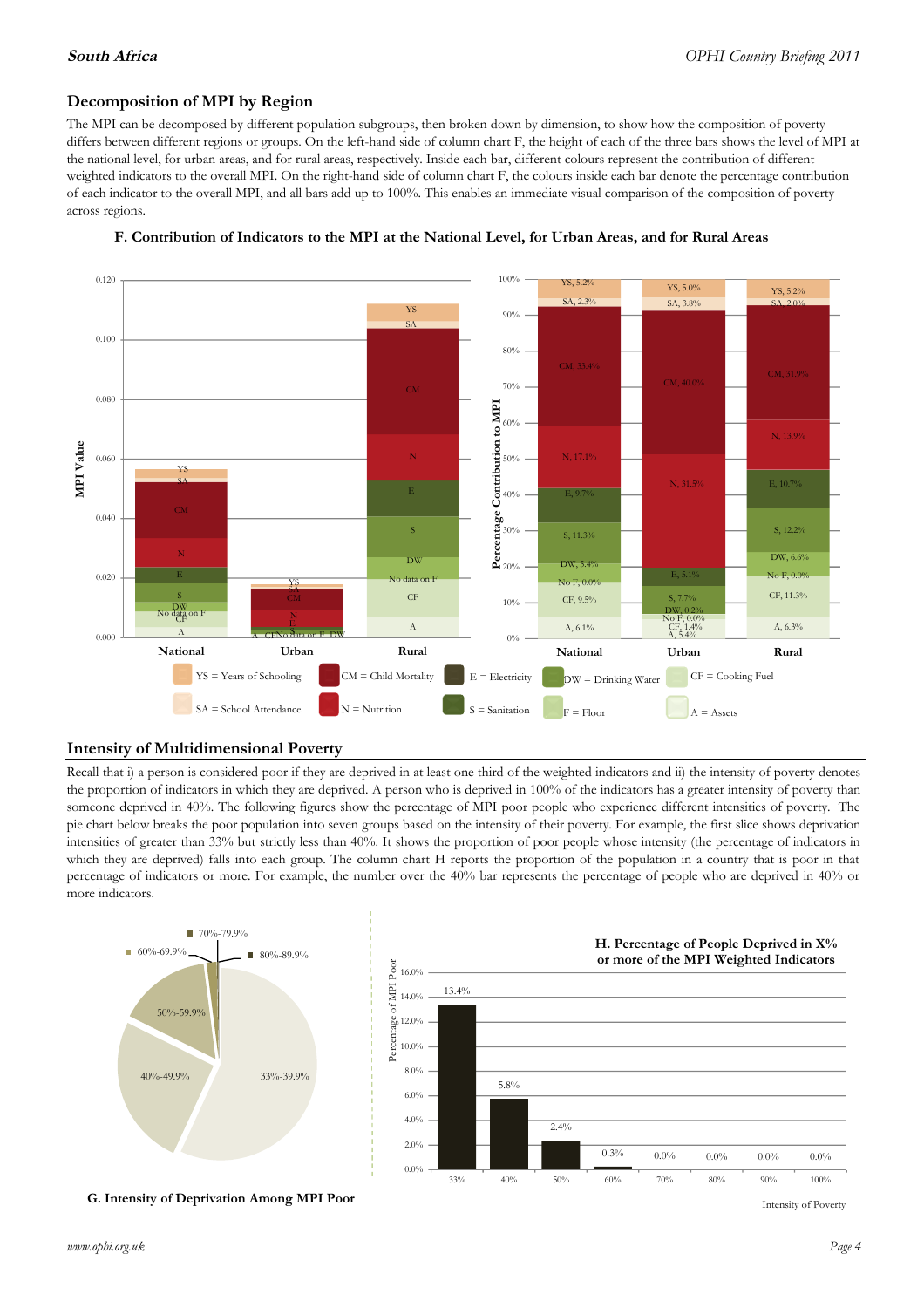## Decomposition of MPI by Region

The MPI can be decomposed by different population subgroups, then broken down by dimension, to show how the composition of poverty differs between different regions or groups. On the left-hand side of column chart F, the height of each of the three bars shows the level of MPI at the national level, for urban areas, and for rural areas, respectively. Inside each bar, different colours represent the contribution of different weighted indicators to the overall MPI. On the right-hand side of column chart F, the colours inside each bar denote the percentage contribution of each indicator to the overall MPI, and all bars add up to 100%. This enables an immediate visual comparison of the composition of poverty across regions.

**F. Contribution of Indicators to the MPI at the National Level, for Urban Areas, and for Rural Areas**

MPI Value
0.120
0.100
0.080
0.060
0.040
0.020
0.000
National
Urban
Rural

Percentage Contribution to MPI
100%
90%
80%
70%
60%
50%
40%
30%
20%
10%
0%

National: YS, 5.2%; SA, 2.3%; CM, 33.4%; N, 17.1%; E, 9.7%; S, 11.3%; DW, 5.4%; No F, 0.0%; CF, 9.5%; A, 6.1%
Urban: YS, 5.0%; SA, 3.8%; CM, 40.0%; N, 31.5%; E, 5.1%; S, 7.7%; DW, 0.2%; No F, 0.0%; CF, 1.4%; A, 5.4%
Rural: YS, 5.2%; SA, 2.0%; CM, 31.9%; N, 13.9%; E, 10.7%; S, 12.2%; DW, 6.6%; No F, 0.0%; CF, 11.3%; A, 6.3%

YS = Years of Schooling
CM = Child Mortality
E = Electricity
DW = Drinking Water
CF = Cooking Fuel
SA = School Attendance
N = Nutrition
S = Sanitation
F = Floor
A = Assets

## Intensity of Multidimensional Poverty

Recall that i) a person is considered poor if they are deprived in at least one third of the weighted indicators and ii) the intensity of poverty denotes the proportion of indicators in which they are deprived. A person who is deprived in 100% of the indicators has a greater intensity of poverty than someone deprived in 40%. The following figures show the percentage of MPI poor people who experience different intensities of poverty. The pie chart below breaks the poor population into seven groups based on the intensity of their poverty. For example, the first slice shows deprivation intensities of greater than 33% but strictly less than 40%. It shows the proportion of poor people whose intensity (the percentage of indicators in which they are deprived) falls into each group. The column chart H reports the proportion of the population in a country that is poor in that percentage of indicators or more. For example, the number over the 40% bar represents the percentage of people who are deprived in 40% or more indicators.

70%-79.9%
60%-69.9%
80%-89.9%
50%-59.9%
40%-49.9%
33%-39.9%

**G. Intensity of Deprivation Among MPI Poor**

**H. Percentage of People Deprived in X% or more of the MPI Weighted Indicators**

Percentage of MPI Poor
16.0%
14.0%
12.0%
10.0%
8.0%
6.0%
4.0%
2.0%
0.0%

13.4%
5.8%
2.4%
0.3%
0.0%
0.0%
0.0%
0.0%

33%
40%
50%
60%
70%
80%
90%
100%

Intensity of Poverty